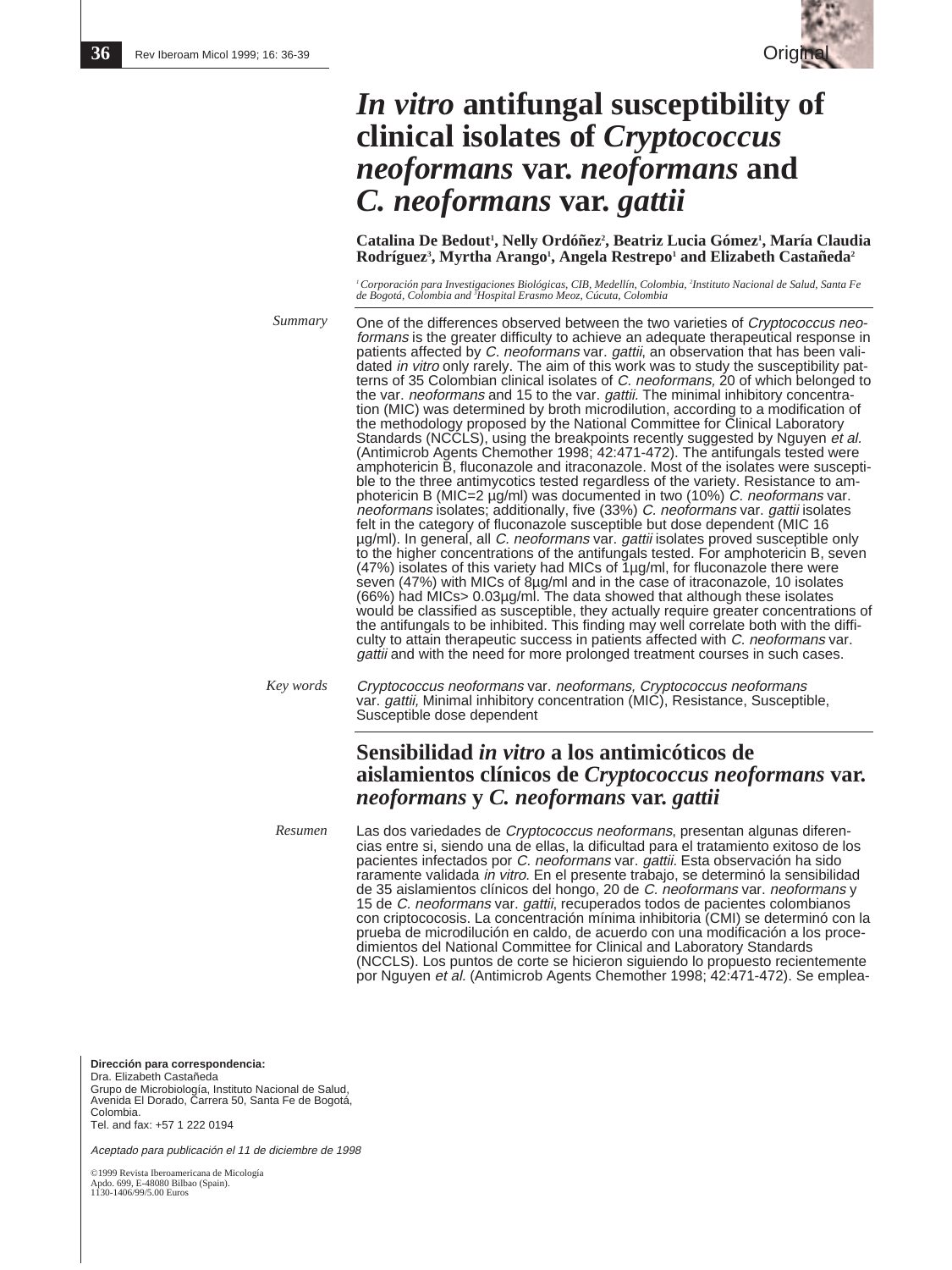Original

# *In vitro* antifungal susceptibility of clinical isolates of *Cryptococcus neoformans* var. *neoformans* and *C. neoformans* var. *gattii*

**Catalina De Bedout[1], Nelly Ordóñez[2], Beatriz Lucia Gómez[1], María Claudia Rodríguez[3], Myrtha Arango[1], Angela Restrepo[1] and Elizabeth Castañeda[2]**

*[1] Corporación para Investigaciones Biológicas, CIB, Medellín, Colombia, [2] Instituto Nacional de Salud, Santa Fe de Bogotá, Colombia and [3] Hospital Erasmo Meoz, Cúcuta, Colombia*

*Summary*

One of the differences observed between the two varieties of *Cryptococcus neoformans* is the greater difficulty to achieve an adequate therapeutical response in patients affected by *C. neoformans* var. *gattii*, an observation that has been validated *in vitro* only rarely. The aim of this work was to study the susceptibility patterns of 35 Colombian clinical isolates of *C. neoformans*, 20 of which belonged to the var. *neoformans* and 15 to the var. *gattii*. The minimal inhibitory concentration (MIC) was determined by broth microdilution, according to a modification of the methodology proposed by the National Committee for Clinical Laboratory Standards (NCCLS), using the breakpoints recently suggested by Nguyen *et al.* (Antimicrob Agents Chemother 1998; 42:471-472). The antifungals tested were amphotericin B, fluconazole and itraconazole. Most of the isolates were susceptible to the three antimycotics tested regardless of the variety. Resistance to amphotericin B (MIC=2 µg/ml) was documented in two (10%) *C. neoformans* var. *neoformans* isolates; additionally, five (33%) *C. neoformans* var. *gattii* isolates felt in the category of fluconazole susceptible but dose dependent (MIC 16 µg/ml). In general, all *C. neoformans* var. *gattii* isolates proved susceptible only to the higher concentrations of the antifungals tested. For amphotericin B, seven (47%) isolates of this variety had MICs of 1µg/ml, for fluconazole there were seven (47%) with MICs of 8µg/ml and in the case of itraconazole, 10 isolates (66%) had MICs> 0.03µg/ml. The data showed that although these isolates would be classified as susceptible, they actually require greater concentrations of the antifungals to be inhibited. This finding may well correlate both with the difficulty to attain therapeutic success in patients affected with *C. neoformans* var. *gattii* and with the need for more prolonged treatment courses in such cases.

*Key words*

*Cryptococcus neoformans* var. *neoformans, Cryptococcus neoformans* var. *gattii,* Minimal inhibitory concentration (MIC), Resistance, Susceptible, Susceptible dose dependent

## Sensibilidad *in vitro* a los antimicóticos de aislamientos clínicos de *Cryptococcus neoformans* var. *neoformans* y *C. neoformans* var. *gattii*

*Resumen*

Las dos variedades de *Cryptococcus neoformans*, presentan algunas diferencias entre si, siendo una de ellas, la dificultad para el tratamiento exitoso de los pacientes infectados por *C. neoformans* var. *gattii*. Esta observación ha sido raramente validada *in vitro.* En el presente trabajo, se determinó la sensibilidad de 35 aislamientos clínicos del hongo, 20 de *C. neoformans* var. *neoformans* y 15 de *C. neoformans* var. *gattii*, recuperados todos de pacientes colombianos con criptococosis. La concentración mínima inhibitoria (CMI) se determinó con la prueba de microdilución en caldo, de acuerdo con una modificación a los procedimientos del National Committee for Clinical and Laboratory Standards (NCCLS). Los puntos de corte se hicieron siguiendo lo propuesto recientemente por Nguyen *et al.* (Antimicrob Agents Chemother 1998; 42:471-472). Se emplea-

**Dirección para correspondencia:**
Dra. Elizabeth Castañeda
Grupo de Microbiología, Instituto Nacional de Salud, Avenida El Dorado, Carrera 50, Santa Fe de Bogotá, Colombia.
Tel. and fax: +57 1 222 0194

*Aceptado para publicación el 11 de diciembre de 1998*

©1999 Revista Iberoamericana de Micología
Apdo. 699, E-48080 Bilbao (Spain).
1130-1406/99/5.00 Euros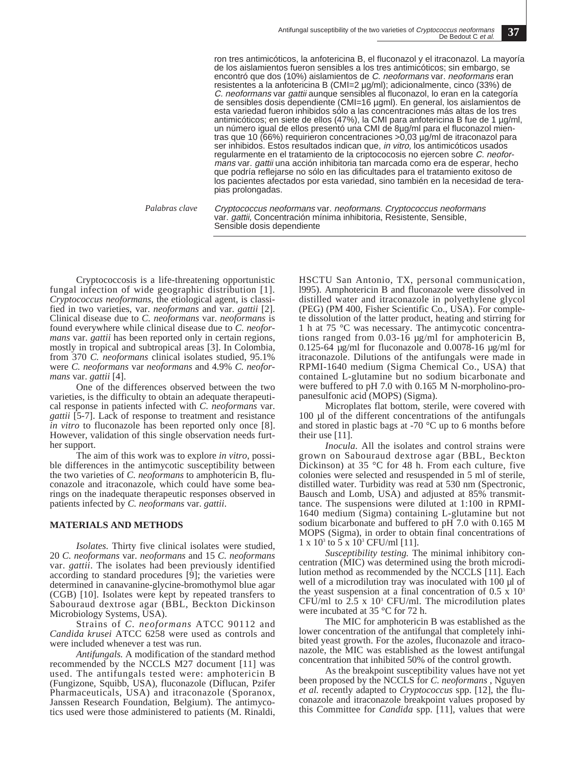ron tres antimicóticos, la anfotericina B, el fluconazol y el itraconazol. La mayoría de los aislamientos fueron sensibles a los tres antimicóticos; sin embargo, se encontró que dos (10%) aislamientos de *C. neoformans* var. *neoformans* eran resistentes a la anfotericina B (CMI=2 µg/ml); adicionalmente, cinco (33%) de *C. neoformans* var *gattii* aunque sensibles al fluconazol, lo eran en la categoría de sensibles dosis dependiente (CMI=16 µgml). En general, los aislamientos de esta variedad fueron inhibidos sólo a las concentraciones más altas de los tres antimicóticos; en siete de ellos (47%), la CMI para anfotericina B fue de 1 µg/ml, un número igual de ellos presentó una CMI de 8µg/ml para el fluconazol mientras que 10 (66%) requirieron concentraciones >0,03 µg/ml de itraconazol para ser inhibidos. Estos resultados indican que, *in vitro,* los antimicóticos usados regularmente en el tratamiento de la criptococosis no ejercen sobre *C. neoformans* var. *gattii* una acción inhibitoria tan marcada como era de esperar, hecho que podría reflejarse no sólo en las dificultades para el tratamiento exitoso de los pacientes afectados por esta variedad, sino también en la necesidad de terapias prolongadas.

*Palabras clave* *Cryptococcus neoformans* var. *neoformans. Cryptococcus neoformans* var. *gattii,* Concentración mínima inhibitoria, Resistente, Sensible, Sensible dosis dependiente

Cryptococcosis is a life-threatening opportunistic fungal infection of wide geographic distribution [1]. *Cryptococcus neoformans*, the etiological agent, is classified in two varieties, var. *neoformans* and var. *gattii* [2]. Clinical disease due to *C. neoformans* var. *neoformans* is found everywhere while clinical disease due to *C. neoformans* var. *gattii* has been reported only in certain regions, mostly in tropical and subtropical areas [3]. In Colombia, from 370 *C. neoformans* clinical isolates studied, 95.1% were *C. neoformans* var *neoformans* and 4.9% *C. neoformans* var. *gattii* [4].

One of the differences observed between the two varieties, is the difficulty to obtain an adequate therapeutical response in patients infected with *C. neoformans* var. *gattii* [5-7]. Lack of response to treatment and resistance *in vitro* to fluconazole has been reported only once [8]. However, validation of this single observation needs further support.

The aim of this work was to explore *in vitro*, possible differences in the antimycotic susceptibility between the two varieties of *C. neoformans* to amphotericin B, fluconazole and itraconazole, which could have some bearings on the inadequate therapeutic responses observed in patients infected by *C. neoformans* var. *gattii*.

## MATERIALS AND METHODS

*Isolates.* Thirty five clinical isolates were studied, 20 *C. neoformans* var. *neoformans* and 15 *C. neoformans* var. *gattii*. The isolates had been previously identified according to standard procedures [9]; the varieties were determined in canavanine-glycine-bromothymol blue agar (CGB) [10]. Isolates were kept by repeated transfers to Sabouraud dextrose agar (BBL, Beckton Dickinson Microbiology Systems, USA).

Strains of *C. neoformans* ATCC 90112 and *Candida krusei* ATCC 6258 were used as controls and were included whenever a test was run.

*Antifungals.* A modification of the standard method recommended by the NCCLS M27 document [11] was used. The antifungals tested were: amphotericin B (Fungizone, Squibb, USA), fluconazole (Diflucan, Pzifer Pharmaceuticals, USA) and itraconazole (Sporanox, Janssen Research Foundation, Belgium). The antimycotics used were those administered to patients (M. Rinaldi, HSCTU San Antonio, TX, personal communication, l995). Amphotericin B and fluconazole were dissolved in distilled water and itraconazole in polyethylene glycol (PEG) (PM 400, Fisher Scientific Co., USA). For complete dissolution of the latter product, heating and stirring for 1 h at 75 °C was necessary. The antimycotic concentrations ranged from 0.03-16 µg/ml for amphotericin B, 0.125-64 µg/ml for fluconazole and 0.0078-16 µg/ml for itraconazole. Dilutions of the antifungals were made in RPMI-1640 medium (Sigma Chemical Co., USA) that contained L-glutamine but no sodium bicarbonate and were buffered to pH 7.0 with 0.165 M N-morpholino-propanesulfonic acid (MOPS) (Sigma).

Microplates flat bottom, sterile, were covered with 100 µl of the different concentrations of the antifungals and stored in plastic bags at -70 °C up to 6 months before their use [11].

*Inocula.* All the isolates and control strains were grown on Sabouraud dextrose agar (BBL, Beckton Dickinson) at 35 °C for 48 h. From each culture, five colonies were selected and resuspended in 5 ml of sterile, distilled water. Turbidity was read at 530 nm (Spectronic, Bausch and Lomb, USA) and adjusted at 85% transmittance. The suspensions were diluted at 1:100 in RPMI-1640 medium (Sigma) containing L-glutamine but not sodium bicarbonate and buffered to pH 7.0 with 0.165 M MOPS (Sigma), in order to obtain final concentrations of $1 \times 10^3$ to $5 \times 10^3$ CFU/ml [11].

*Susceptibility testing.* The minimal inhibitory concentration (MIC) was determined using the broth microdilution method as recommended by the NCCLS [11]. Each well of a microdilution tray was inoculated with 100 µl of the yeast suspension at a final concentration of $0.5 \times 10^3$ CFU/ml to $2.5 \times 10^3$ CFU/ml. The microdilution plates were incubated at 35 °C for 72 h.

The MIC for amphotericin B was established as the lower concentration of the antifungal that completely inhibited yeast growth. For the azoles, fluconazole and itraconazole, the MIC was established as the lowest antifungal concentration that inhibited 50% of the control growth.

As the breakpoint susceptibility values have not yet been proposed by the NCCLS for *C. neoformans* , Nguyen *et al.* recently adapted to *Cryptococcus* spp. [12], the fluconazole and itraconazole breakpoint values proposed by this Committee for *Candida* spp. [11], values that were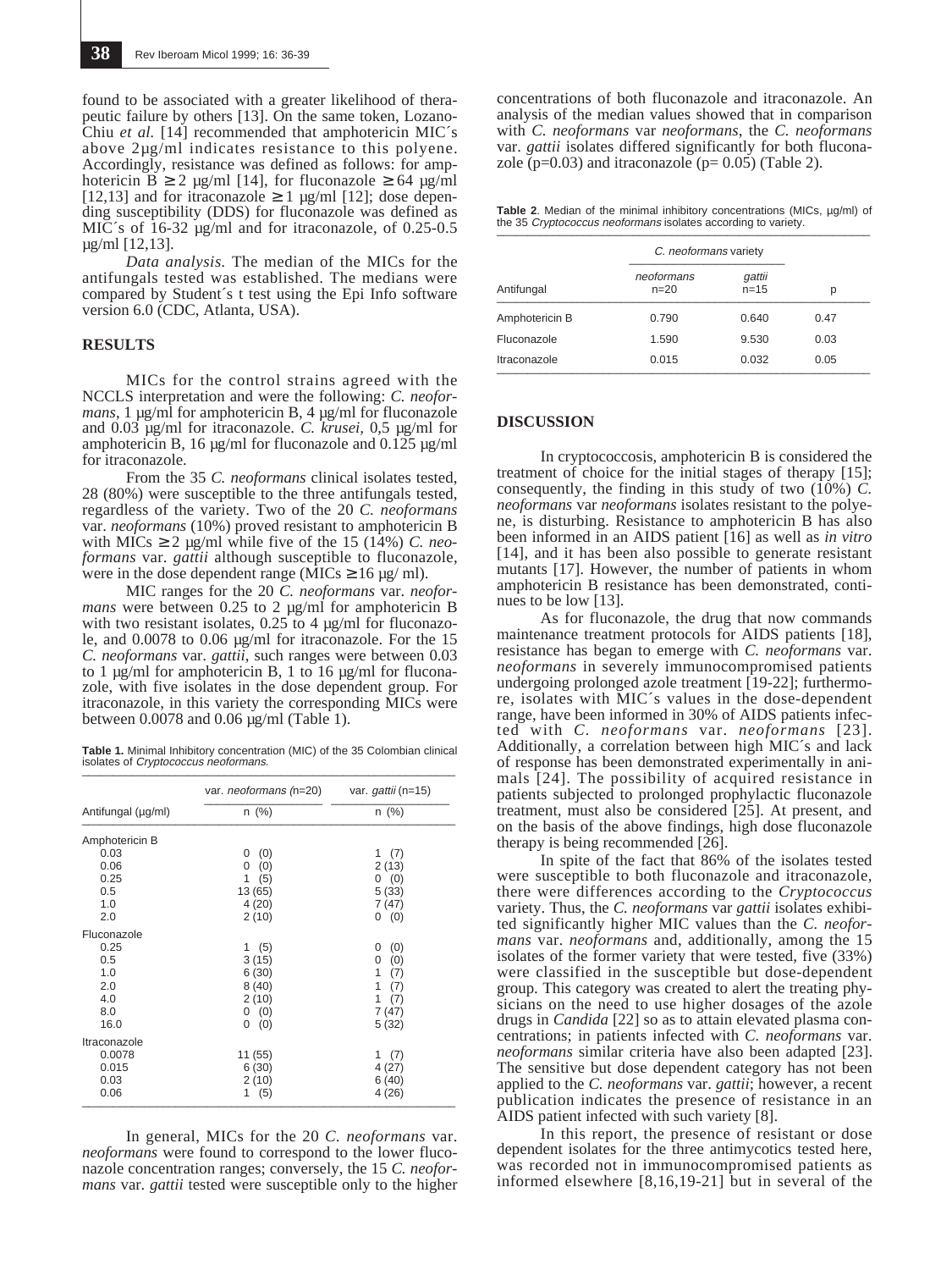found to be associated with a greater likelihood of therapeutic failure by others [13]. On the same token, Lozano-Chiu *et al.* [14] recommended that amphotericin MIC´s above 2µg/ml indicates resistance to this polyene. Accordingly, resistance was defined as follows: for amphotericin B ≥ 2 µg/ml [14], for fluconazole ≥ 64 µg/ml [12,13] and for itraconazole ≥ 1 µg/ml [12]; dose depending susceptibility (DDS) for fluconazole was defined as MIC´s of 16-32 µg/ml and for itraconazole, of 0.25-0.5 µg/ml [12,13].

*Data analysis.* The median of the MICs for the antifungals tested was established. The medians were compared by Student´s t test using the Epi Info software version 6.0 (CDC, Atlanta, USA).

## RESULTS

MICs for the control strains agreed with the NCCLS interpretation and were the following: *C. neoformans*, 1 µg/ml for amphotericin B, 4 µg/ml for fluconazole and 0.03 µg/ml for itraconazole. *C. krusei*, 0,5 µg/ml for amphotericin B, 16 µg/ml for fluconazole and 0.125 µg/ml for itraconazole.

From the 35 *C. neoformans* clinical isolates tested, 28 (80%) were susceptible to the three antifungals tested, regardless of the variety. Two of the 20 *C. neoformans* var. *neoformans* (10%) proved resistant to amphotericin B with MICs ≥ 2 µg/ml while five of the 15 (14%) *C. neoformans* var. *gattii* although susceptible to fluconazole, were in the dose dependent range (MICs ≥ 16 µg/ ml).

MIC ranges for the 20 *C. neoformans* var. *neoformans* were between 0.25 to 2 µg/ml for amphotericin B with two resistant isolates, 0.25 to 4 µg/ml for fluconazole, and 0.0078 to 0.06 µg/ml for itraconazole. For the 15 *C. neoformans* var. *gattii*, such ranges were between 0.03 to 1 µg/ml for amphotericin B, 1 to 16 µg/ml for fluconazole, with five isolates in the dose dependent group. For itraconazole, in this variety the corresponding MICs were between 0.0078 and 0.06 µg/ml (Table 1).

**Table 1.** Minimal Inhibitory concentration (MIC) of the 35 Colombian clinical isolates of *Cryptococcus neoformans.*

| Antifungal (µg/ml) | var. *neoformans* (n=20) n (%) | var. *gattii* (n=15) n (%) |
|---|---|---|
| Amphotericin B | | |
| 0.03 | 0 (0) | 1 (7) |
| 0.06 | 0 (0) | 2 (13) |
| 0.25 | 1 (5) | 0 (0) |
| 0.5 | 13 (65) | 5 (33) |
| 1.0 | 4 (20) | 7 (47) |
| 2.0 | 2 (10) | 0 (0) |
| Fluconazole | | |
| 0.25 | 1 (5) | 0 (0) |
| 0.5 | 3 (15) | 0 (0) |
| 1.0 | 6 (30) | 1 (7) |
| 2.0 | 8 (40) | 1 (7) |
| 4.0 | 2 (10) | 1 (7) |
| 8.0 | 0 (0) | 7 (47) |
| 16.0 | 0 (0) | 5 (32) |
| Itraconazole | | |
| 0.0078 | 11 (55) | 1 (7) |
| 0.015 | 6 (30) | 4 (27) |
| 0.03 | 2 (10) | 6 (40) |
| 0.06 | 1 (5) | 4 (26) |

In general, MICs for the 20 *C. neoformans* var. *neoformans* were found to correspond to the lower fluconazole concentration ranges; conversely, the 15 *C. neoformans* var. *gattii* tested were susceptible only to the higher concentrations of both fluconazole and itraconazole. An analysis of the median values showed that in comparison with *C. neoformans* var *neoformans*, the *C. neoformans* var. *gattii* isolates differed significantly for both fluconazole (p=0.03) and itraconazole (p= 0.05) (Table 2).

**Table 2**. Median of the minimal inhibitory concentrations (MICs, µg/ml) of the 35 *Cryptococcus neoformans* isolates according to variety.

| Antifungal | *C. neoformans* variety: *neoformans* n=20 | *gattii* n=15 | p |
|---|---|---|---|
| Amphotericin B | 0.790 | 0.640 | 0.47 |
| Fluconazole | 1.590 | 9.530 | 0.03 |
| Itraconazole | 0.015 | 0.032 | 0.05 |

## DISCUSSION

In cryptococcosis, amphotericin B is considered the treatment of choice for the initial stages of therapy [15]; consequently, the finding in this study of two (10%) *C. neoformans* var *neoformans* isolates resistant to the polyene, is disturbing. Resistance to amphotericin B has also been informed in an AIDS patient [16] as well as *in vitro* [14], and it has been also possible to generate resistant mutants [17]. However, the number of patients in whom amphotericin B resistance has been demonstrated, continues to be low [13].

As for fluconazole, the drug that now commands maintenance treatment protocols for AIDS patients [18], resistance has began to emerge with *C. neoformans* var. *neoformans* in severely immunocompromised patients undergoing prolonged azole treatment [19-22]; furthermore, isolates with MIC´s values in the dose-dependent range, have been informed in 30% of AIDS patients infected with *C. neoformans* var. *neoformans* [23]. Additionally, a correlation between high MIC´s and lack of response has been demonstrated experimentally in animals [24]. The possibility of acquired resistance in patients subjected to prolonged prophylactic fluconazole treatment, must also be considered [25]. At present, and on the basis of the above findings, high dose fluconazole therapy is being recommended [26].

In spite of the fact that 86% of the isolates tested were susceptible to both fluconazole and itraconazole, there were differences according to the *Cryptococcus* variety. Thus, the *C. neoformans* var *gattii* isolates exhibited significantly higher MIC values than the *C. neoformans* var. *neoformans* and, additionally, among the 15 isolates of the former variety that were tested, five (33%) were classified in the susceptible but dose-dependent group. This category was created to alert the treating physicians on the need to use higher dosages of the azole drugs in *Candida* [22] so as to attain elevated plasma concentrations; in patients infected with *C. neoformans* var. *neoformans* similar criteria have also been adapted [23]. The sensitive but dose dependent category has not been applied to the *C. neoformans* var. *gattii*; however, a recent publication indicates the presence of resistance in an AIDS patient infected with such variety [8].

In this report, the presence of resistant or dose dependent isolates for the three antimycotics tested here, was recorded not in immunocompromised patients as informed elsewhere [8,16,19-21] but in several of the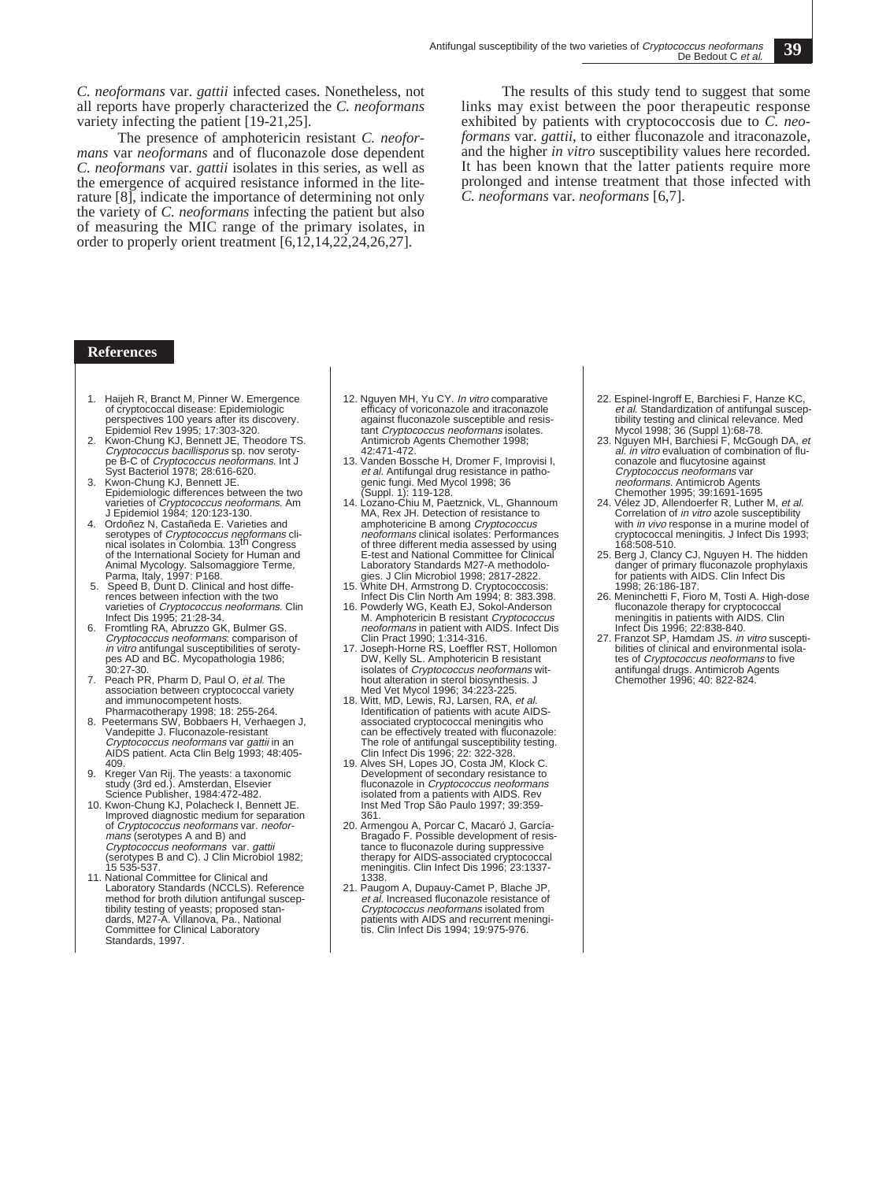*C. neoformans* var. *gattii* infected cases. Nonetheless, not all reports have properly characterized the *C. neoformans* variety infecting the patient [19-21,25].

The presence of amphotericin resistant *C. neoformans* var *neoformans* and of fluconazole dose dependent *C. neoformans* var. *gattii* isolates in this series, as well as the emergence of acquired resistance informed in the literature [8], indicate the importance of determining not only the variety of *C. neoformans* infecting the patient but also of measuring the MIC range of the primary isolates, in order to properly orient treatment [6,12,14,22,24,26,27].

The results of this study tend to suggest that some links may exist between the poor therapeutic response exhibited by patients with cryptococcosis due to *C. neoformans* var. *gattii*, to either fluconazole and itraconazole, and the higher *in vitro* susceptibility values here recorded. It has been known that the latter patients require more prolonged and intense treatment that those infected with *C. neoformans* var. *neoformans* [6,7].

## References

1. Haijeh R, Branct M, Pinner W. Emergence of cryptococcal disease: Epidemiologic perspectives 100 years after its discovery. Epidemiol Rev 1995; 17:303-320.
2. Kwon-Chung KJ, Bennett JE, Theodore TS. *Cryptococcus bacillisporus* sp. nov serotype B-C of *Cryptococcus neoformans*. Int J Syst Bacteriol 1978; 28:616-620.
3. Kwon-Chung KJ, Bennett JE. Epidemiologic differences between the two varieties of *Cryptococcus neoformans*. Am J Epidemiol 1984; 120:123-130.
4. Ordoñez N, Castañeda E. Varieties and serotypes of *Cryptococcus neoformans* clinical isolates in Colombia. 13th Congress of the International Society for Human and Animal Mycology. Salsomaggiore Terme, Parma, Italy, 1997: P168.
5. Speed B, Dunt D. Clinical and host differences between infection with the two varieties of *Cryptococcus neoformans*. Clin Infect Dis 1995; 21:28-34.
6. Fromtling RA, Abruzzo GK, Bulmer GS. *Cryptococcus neoformans*: comparison of *in vitro* antifungal susceptibilities of serotypes AD and BC. Mycopathologia 1986; 30:27-30.
7. Peach PR, Pharm D, Paul O, *et al*. The association between cryptococcal variety and immunocompetent hosts. Pharmacotherapy 1998; 18: 255-264.
8. Peetermans SW, Bobbaers H, Verhaegen J, Vandepitte J. Fluconazole-resistant *Cryptococcus neoformans* var *gattii* in an AIDS patient. Acta Clin Belg 1993; 48:405-409.
9. Kreger Van Rij. The yeasts: a taxonomic study (3rd ed.). Amsterdan, Elsevier Science Publisher, 1984:472-482.
10. Kwon-Chung KJ, Polacheck I, Bennett JE. Improved diagnostic medium for separation of *Cryptococcus neoformans* var. *neoformans* (serotypes A and B) and *Cryptococcus neoformans* var. *gattii* (serotypes B and C). J Clin Microbiol 1982; 15 535-537.
11. National Committee for Clinical and Laboratory Standards (NCCLS). Reference method for broth dilution antifungal susceptibility testing of yeasts; proposed standards, M27-A. Villanova, Pa., National Committee for Clinical Laboratory Standards, 1997.
12. Nguyen MH, Yu CY. *In vitro* comparative efficacy of voriconazole and itraconazole against fluconazole susceptible and resistant *Cryptococcus neoformans* isolates. Antimicrob Agents Chemother 1998; 42:471-472.
13. Vanden Bossche H, Dromer F, Improvisi I, *et al*. Antifungal drug resistance in pathogenic fungi. Med Mycol 1998; 36 (Suppl. 1): 119-128.
14. Lozano-Chiu M, Paetznick, VL, Ghannoum MA, Rex JH. Detection of resistance to amphotericine B among *Cryptococcus neoformans* clinical isolates: Performances of three different media assessed by using E-test and National Committee for Clinical Laboratory Standards M27-A methodologies. J Clin Microbiol 1998; 2817-2822.
15. White DH, Armstrong D. Cryptococcosis: Infect Dis Clin North Am 1994; 8: 383.398.
16. Powderly WG, Keath EJ, Sokol-Anderson M. Amphotericin B resistant *Cryptococcus neoformans* in patient with AIDS. Infect Dis Clin Pract 1990; 1:314-316.
17. Joseph-Horne RS, Loeffler RST, Hollomon DW, Kelly SL. Amphotericin B resistant isolates of *Cryptococcus neoformans* without alteration in sterol biosynthesis. J Med Vet Mycol 1996; 34:223-225.
18. Witt, MD, Lewis, RJ, Larsen, RA, *et al*. Identification of patients with acute AIDS-associated cryptococcal meningitis who can be effectively treated with fluconazole: The role of antifungal susceptibility testing. Clin Infect Dis 1996; 22: 322-328.
19. Alves SH, Lopes JO, Costa JM, Klock C. Development of secondary resistance to fluconazole in *Cryptococcus neoformans* isolated from a patients with AIDS. Rev Inst Med Trop São Paulo 1997; 39:359-361.
20. Armengou A, Porcar C, Macaró J, García-Bragado F. Possible development of resistance to fluconazole during suppressive therapy for AIDS-associated cryptococcal meningitis. Clin Infect Dis 1996; 23:1337-1338.
21. Paugom A, Dupauy-Camet P, Blache JP, *et al*. Increased fluconazole resistance of *Cryptococcus neoformans* isolated from patients with AIDS and recurrent meningitis. Clin Infect Dis 1994; 19:975-976.
22. Espinel-Ingroff E, Barchiesi F, Hanze KC, *et al*. Standardization of antifungal susceptibility testing and clinical relevance. Med Mycol 1998; 36 (Suppl 1):68-78.
23. Nguyen MH, Barchiesi F, McGough DA, *et al*. *in vitro* evaluation of combination of fluconazole and flucytosine against *Cryptococcus neoformans* var *neoformans*. Antimicrob Agents Chemother 1995; 39:1691-1695
24. Vélez JD, Allendoerfer R, Luther M, *et al*. Correlation of *in vitro* azole susceptibility with *in vivo* response in a murine model of cryptococcal meningitis. J Infect Dis 1993; 168:508-510.
25. Berg J, Clancy CJ, Nguyen H. The hidden danger of primary fluconazole prophylaxis for patients with AIDS. Clin Infect Dis 1998; 26:186-187.
26. Meninchetti F, Fioro M, Tosti A. High-dose fluconazole therapy for cryptococcal meningitis in patients with AIDS. Clin Infect Dis 1996; 22:838-840.
27. Franzot SP, Hamdam JS. *in vitro* susceptibilities of clinical and environmental isolates of *Cryptococcus neoformans* to five antifungal drugs. Antimicrob Agents Chemother 1996; 40: 822-824.